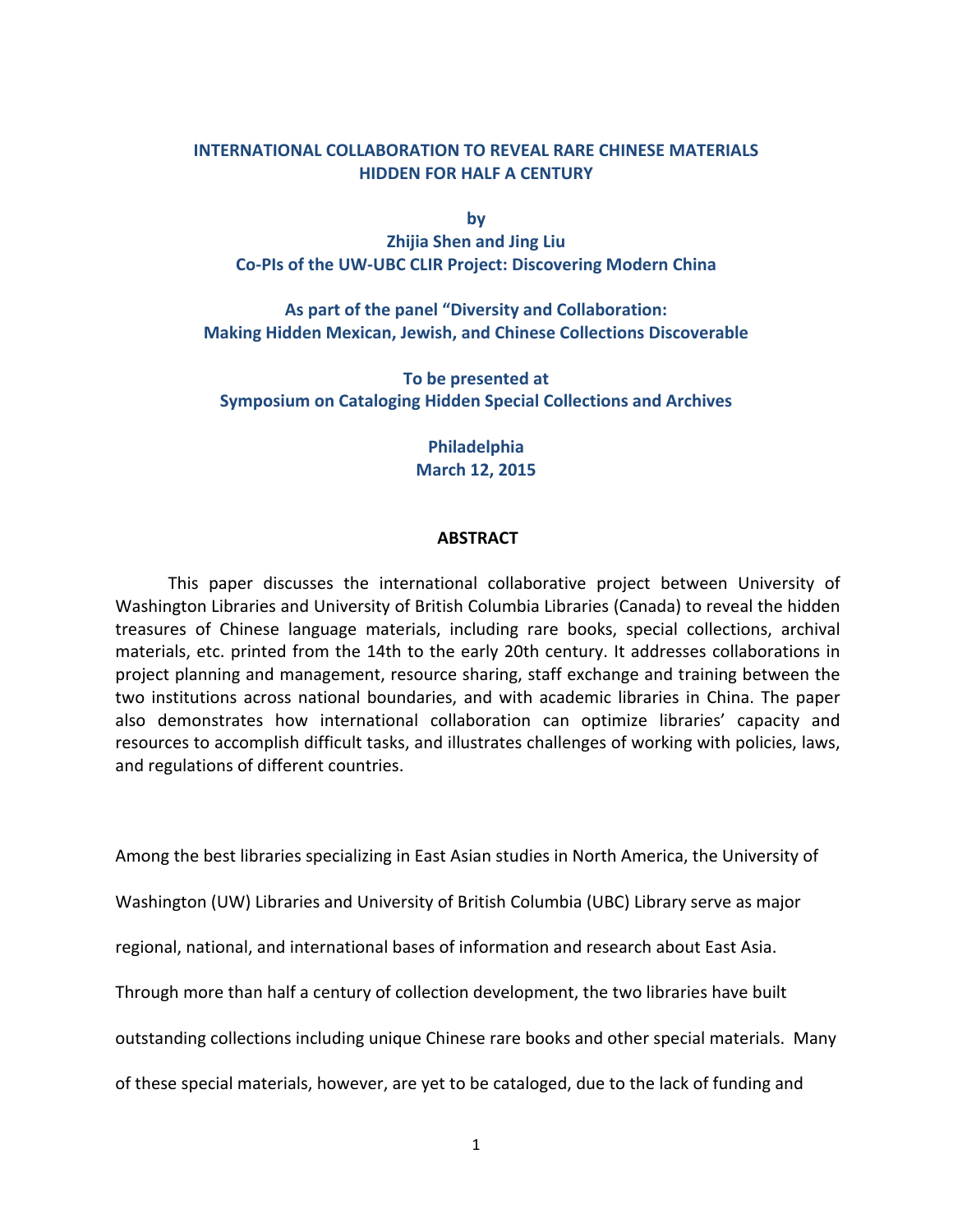# INTERNATIONAL COLLABORATION TO REVEAL RARE CHINESE MATERIALS HIDDEN FOR HALF A CENTURY

**by**

**Zhijia Shen and Jing Liu**

**Co-PIs of the UW-UBC CLIR Project: Discovering Modern China**

**As part of the panel "Diversity and Collaboration: Making Hidden Mexican, Jewish, and Chinese Collections Discoverable**

**To be presented at**

**Symposium on Cataloging Hidden Special Collections and Archives**

**Philadelphia**

**March 12, 2015**

## ABSTRACT

This paper discusses the international collaborative project between University of Washington Libraries and University of British Columbia Libraries (Canada) to reveal the hidden treasures of Chinese language materials, including rare books, special collections, archival materials, etc. printed from the 14th to the early 20th century. It addresses collaborations in project planning and management, resource sharing, staff exchange and training between the two institutions across national boundaries, and with academic libraries in China. The paper also demonstrates how international collaboration can optimize libraries' capacity and resources to accomplish difficult tasks, and illustrates challenges of working with policies, laws, and regulations of different countries.

Among the best libraries specializing in East Asian studies in North America, the University of Washington (UW) Libraries and University of British Columbia (UBC) Library serve as major regional, national, and international bases of information and research about East Asia. Through more than half a century of collection development, the two libraries have built outstanding collections including unique Chinese rare books and other special materials. Many of these special materials, however, are yet to be cataloged, due to the lack of funding and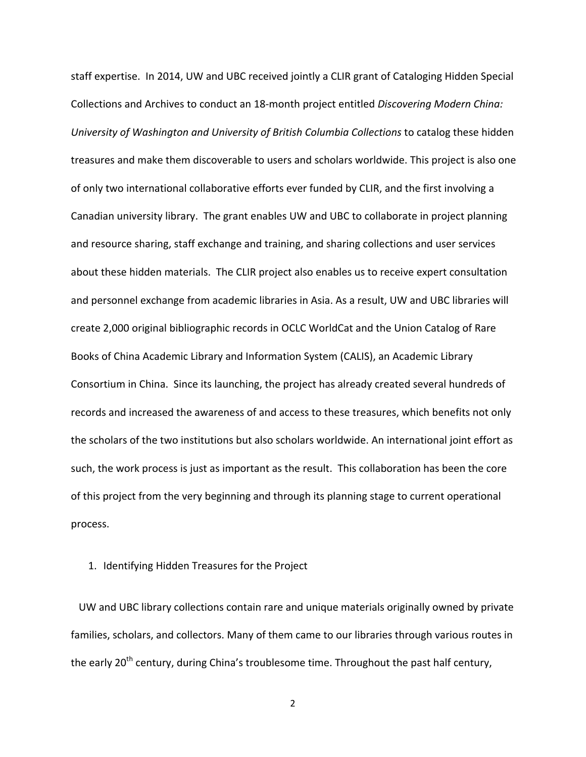staff expertise. In 2014, UW and UBC received jointly a CLIR grant of Cataloging Hidden Special Collections and Archives to conduct an 18-month project entitled *Discovering Modern China: University of Washington and University of British Columbia Collections* to catalog these hidden treasures and make them discoverable to users and scholars worldwide. This project is also one of only two international collaborative efforts ever funded by CLIR, and the first involving a Canadian university library. The grant enables UW and UBC to collaborate in project planning and resource sharing, staff exchange and training, and sharing collections and user services about these hidden materials. The CLIR project also enables us to receive expert consultation and personnel exchange from academic libraries in Asia. As a result, UW and UBC libraries will create 2,000 original bibliographic records in OCLC WorldCat and the Union Catalog of Rare Books of China Academic Library and Information System (CALIS), an Academic Library Consortium in China. Since its launching, the project has already created several hundreds of records and increased the awareness of and access to these treasures, which benefits not only the scholars of the two institutions but also scholars worldwide. An international joint effort as such, the work process is just as important as the result. This collaboration has been the core of this project from the very beginning and through its planning stage to current operational process.

1. Identifying Hidden Treasures for the Project

UW and UBC library collections contain rare and unique materials originally owned by private families, scholars, and collectors. Many of them came to our libraries through various routes in the early 20th century, during China's troublesome time. Throughout the past half century,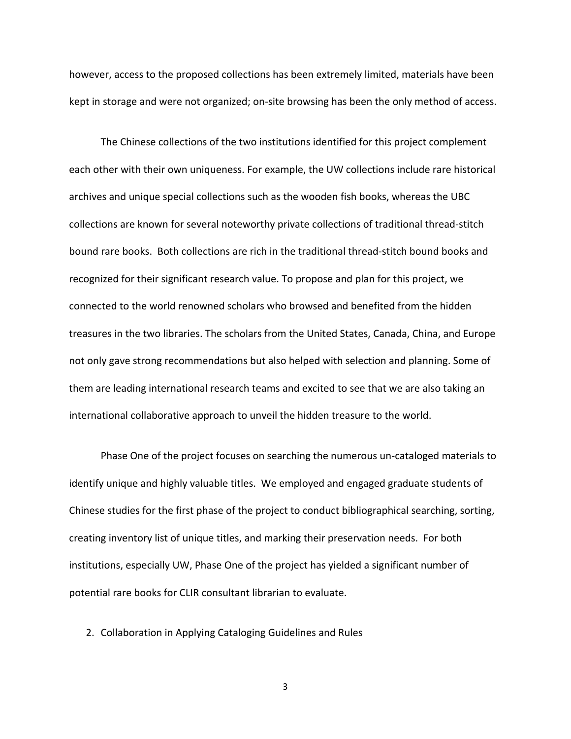however, access to the proposed collections has been extremely limited, materials have been kept in storage and were not organized; on-site browsing has been the only method of access.

The Chinese collections of the two institutions identified for this project complement each other with their own uniqueness. For example, the UW collections include rare historical archives and unique special collections such as the wooden fish books, whereas the UBC collections are known for several noteworthy private collections of traditional thread-stitch bound rare books. Both collections are rich in the traditional thread-stitch bound books and recognized for their significant research value. To propose and plan for this project, we connected to the world renowned scholars who browsed and benefited from the hidden treasures in the two libraries. The scholars from the United States, Canada, China, and Europe not only gave strong recommendations but also helped with selection and planning. Some of them are leading international research teams and excited to see that we are also taking an international collaborative approach to unveil the hidden treasure to the world.

Phase One of the project focuses on searching the numerous un-cataloged materials to identify unique and highly valuable titles. We employed and engaged graduate students of Chinese studies for the first phase of the project to conduct bibliographical searching, sorting, creating inventory list of unique titles, and marking their preservation needs. For both institutions, especially UW, Phase One of the project has yielded a significant number of potential rare books for CLIR consultant librarian to evaluate.

2. Collaboration in Applying Cataloging Guidelines and Rules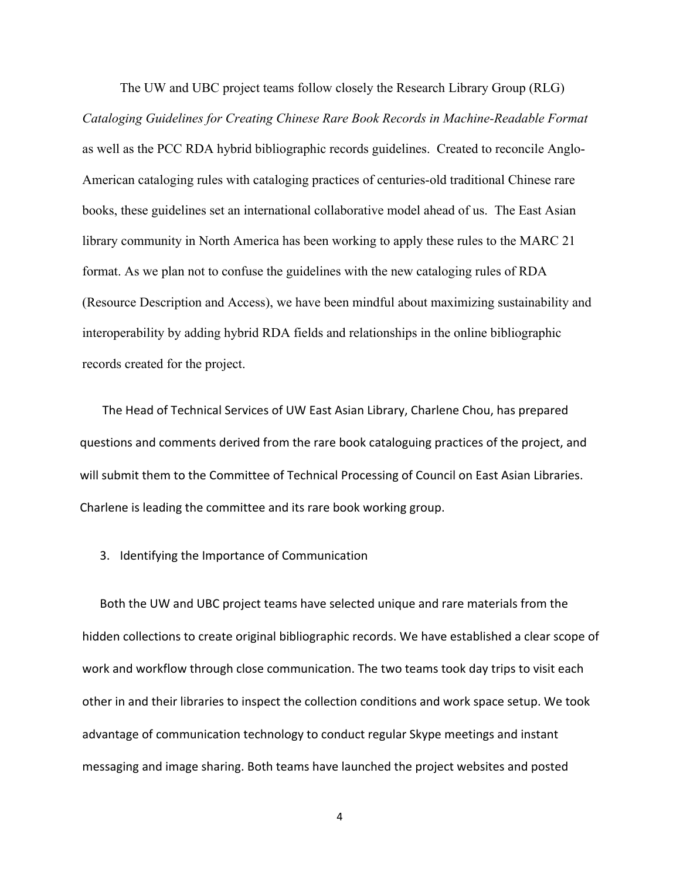The UW and UBC project teams follow closely the Research Library Group (RLG) *Cataloging Guidelines for Creating Chinese Rare Book Records in Machine-Readable Format* as well as the PCC RDA hybrid bibliographic records guidelines. Created to reconcile Anglo-American cataloging rules with cataloging practices of centuries-old traditional Chinese rare books, these guidelines set an international collaborative model ahead of us. The East Asian library community in North America has been working to apply these rules to the MARC 21 format. As we plan not to confuse the guidelines with the new cataloging rules of RDA (Resource Description and Access), we have been mindful about maximizing sustainability and interoperability by adding hybrid RDA fields and relationships in the online bibliographic records created for the project.

The Head of Technical Services of UW East Asian Library, Charlene Chou, has prepared questions and comments derived from the rare book cataloguing practices of the project, and will submit them to the Committee of Technical Processing of Council on East Asian Libraries. Charlene is leading the committee and its rare book working group.

3. Identifying the Importance of Communication

Both the UW and UBC project teams have selected unique and rare materials from the hidden collections to create original bibliographic records. We have established a clear scope of work and workflow through close communication. The two teams took day trips to visit each other in and their libraries to inspect the collection conditions and work space setup. We took advantage of communication technology to conduct regular Skype meetings and instant messaging and image sharing. Both teams have launched the project websites and posted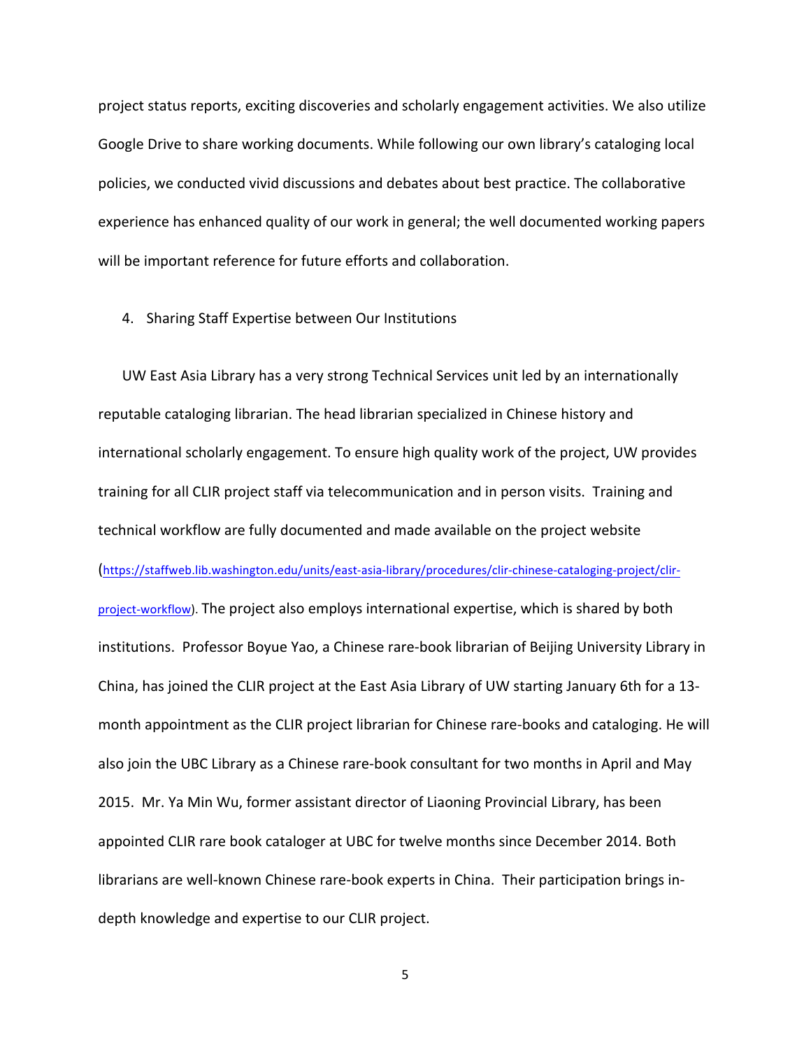project status reports, exciting discoveries and scholarly engagement activities. We also utilize Google Drive to share working documents. While following our own library's cataloging local policies, we conducted vivid discussions and debates about best practice. The collaborative experience has enhanced quality of our work in general; the well documented working papers will be important reference for future efforts and collaboration.

4. Sharing Staff Expertise between Our Institutions

UW East Asia Library has a very strong Technical Services unit led by an internationally reputable cataloging librarian. The head librarian specialized in Chinese history and international scholarly engagement. To ensure high quality work of the project, UW provides training for all CLIR project staff via telecommunication and in person visits. Training and technical workflow are fully documented and made available on the project website (https://staffweb.lib.washington.edu/units/east-asia-library/procedures/clir-chinese-cataloging-project/clir-project-workflow). The project also employs international expertise, which is shared by both institutions. Professor Boyue Yao, a Chinese rare-book librarian of Beijing University Library in China, has joined the CLIR project at the East Asia Library of UW starting January 6th for a 13-month appointment as the CLIR project librarian for Chinese rare-books and cataloging. He will also join the UBC Library as a Chinese rare-book consultant for two months in April and May 2015. Mr. Ya Min Wu, former assistant director of Liaoning Provincial Library, has been appointed CLIR rare book cataloger at UBC for twelve months since December 2014. Both librarians are well-known Chinese rare-book experts in China. Their participation brings in-depth knowledge and expertise to our CLIR project.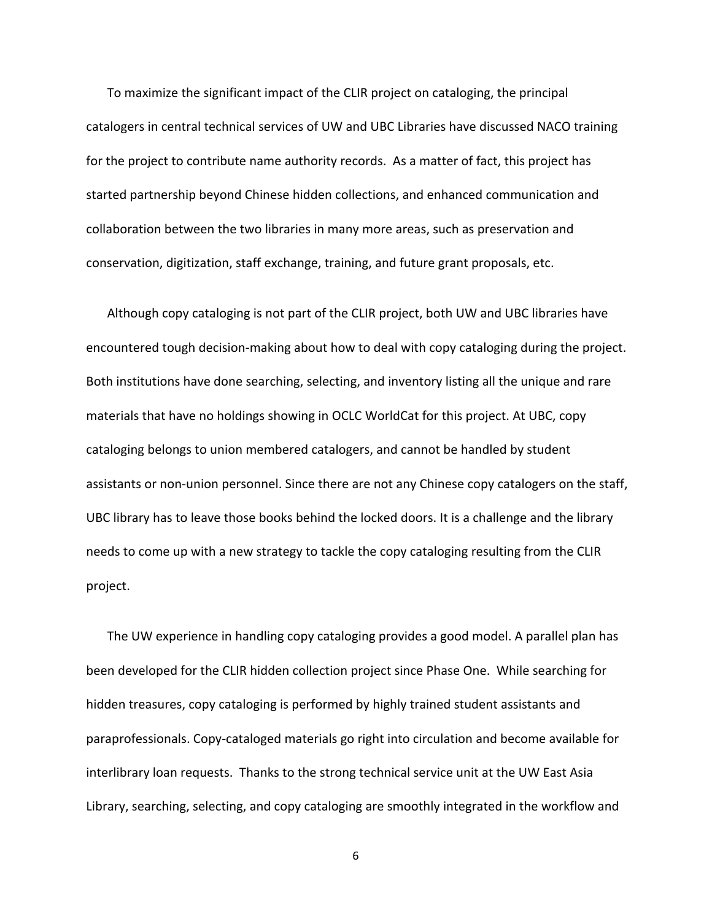To maximize the significant impact of the CLIR project on cataloging, the principal catalogers in central technical services of UW and UBC Libraries have discussed NACO training for the project to contribute name authority records. As a matter of fact, this project has started partnership beyond Chinese hidden collections, and enhanced communication and collaboration between the two libraries in many more areas, such as preservation and conservation, digitization, staff exchange, training, and future grant proposals, etc.

Although copy cataloging is not part of the CLIR project, both UW and UBC libraries have encountered tough decision-making about how to deal with copy cataloging during the project. Both institutions have done searching, selecting, and inventory listing all the unique and rare materials that have no holdings showing in OCLC WorldCat for this project. At UBC, copy cataloging belongs to union membered catalogers, and cannot be handled by student assistants or non-union personnel. Since there are not any Chinese copy catalogers on the staff, UBC library has to leave those books behind the locked doors. It is a challenge and the library needs to come up with a new strategy to tackle the copy cataloging resulting from the CLIR project.

The UW experience in handling copy cataloging provides a good model. A parallel plan has been developed for the CLIR hidden collection project since Phase One. While searching for hidden treasures, copy cataloging is performed by highly trained student assistants and paraprofessionals. Copy-cataloged materials go right into circulation and become available for interlibrary loan requests. Thanks to the strong technical service unit at the UW East Asia Library, searching, selecting, and copy cataloging are smoothly integrated in the workflow and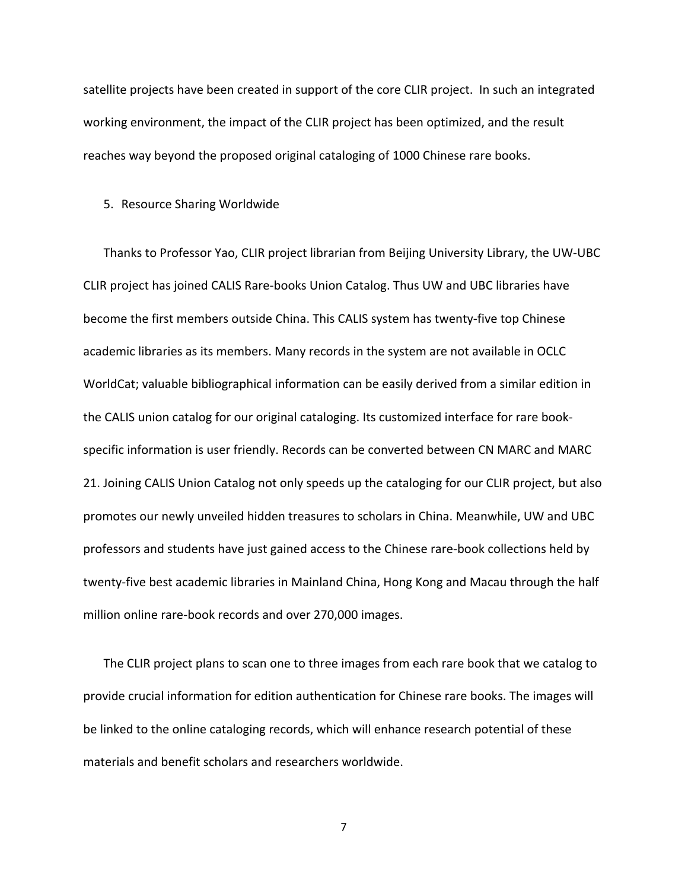satellite projects have been created in support of the core CLIR project. In such an integrated working environment, the impact of the CLIR project has been optimized, and the result reaches way beyond the proposed original cataloging of 1000 Chinese rare books.

5. Resource Sharing Worldwide

Thanks to Professor Yao, CLIR project librarian from Beijing University Library, the UW-UBC CLIR project has joined CALIS Rare-books Union Catalog. Thus UW and UBC libraries have become the first members outside China. This CALIS system has twenty-five top Chinese academic libraries as its members. Many records in the system are not available in OCLC WorldCat; valuable bibliographical information can be easily derived from a similar edition in the CALIS union catalog for our original cataloging. Its customized interface for rare book-specific information is user friendly. Records can be converted between CN MARC and MARC 21. Joining CALIS Union Catalog not only speeds up the cataloging for our CLIR project, but also promotes our newly unveiled hidden treasures to scholars in China. Meanwhile, UW and UBC professors and students have just gained access to the Chinese rare-book collections held by twenty-five best academic libraries in Mainland China, Hong Kong and Macau through the half million online rare-book records and over 270,000 images.

The CLIR project plans to scan one to three images from each rare book that we catalog to provide crucial information for edition authentication for Chinese rare books. The images will be linked to the online cataloging records, which will enhance research potential of these materials and benefit scholars and researchers worldwide.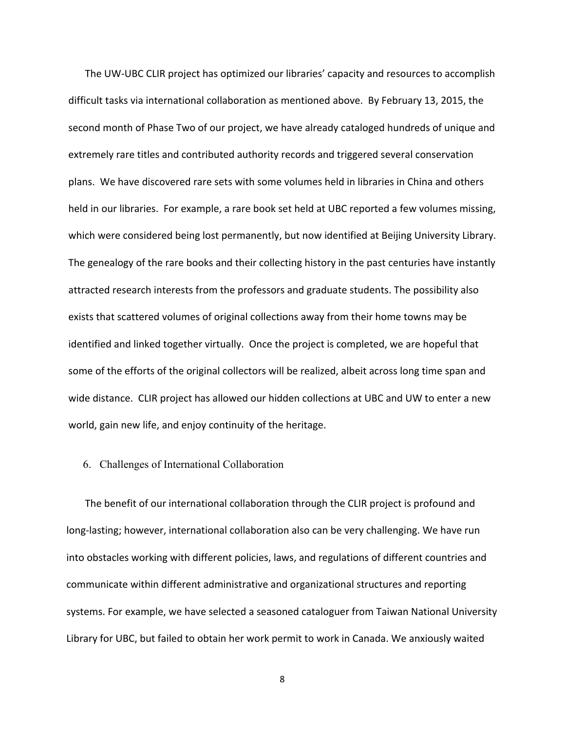The UW-UBC CLIR project has optimized our libraries' capacity and resources to accomplish difficult tasks via international collaboration as mentioned above. By February 13, 2015, the second month of Phase Two of our project, we have already cataloged hundreds of unique and extremely rare titles and contributed authority records and triggered several conservation plans. We have discovered rare sets with some volumes held in libraries in China and others held in our libraries. For example, a rare book set held at UBC reported a few volumes missing, which were considered being lost permanently, but now identified at Beijing University Library. The genealogy of the rare books and their collecting history in the past centuries have instantly attracted research interests from the professors and graduate students. The possibility also exists that scattered volumes of original collections away from their home towns may be identified and linked together virtually. Once the project is completed, we are hopeful that some of the efforts of the original collectors will be realized, albeit across long time span and wide distance. CLIR project has allowed our hidden collections at UBC and UW to enter a new world, gain new life, and enjoy continuity of the heritage.

## 6. Challenges of International Collaboration

The benefit of our international collaboration through the CLIR project is profound and long-lasting; however, international collaboration also can be very challenging. We have run into obstacles working with different policies, laws, and regulations of different countries and communicate within different administrative and organizational structures and reporting systems. For example, we have selected a seasoned cataloguer from Taiwan National University Library for UBC, but failed to obtain her work permit to work in Canada. We anxiously waited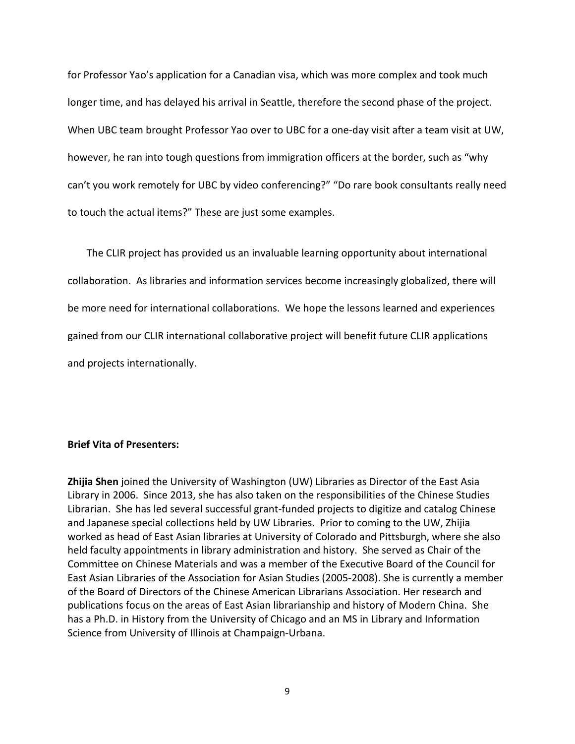for Professor Yao's application for a Canadian visa, which was more complex and took much longer time, and has delayed his arrival in Seattle, therefore the second phase of the project. When UBC team brought Professor Yao over to UBC for a one-day visit after a team visit at UW, however, he ran into tough questions from immigration officers at the border, such as "why can't you work remotely for UBC by video conferencing?" "Do rare book consultants really need to touch the actual items?" These are just some examples.

The CLIR project has provided us an invaluable learning opportunity about international collaboration. As libraries and information services become increasingly globalized, there will be more need for international collaborations. We hope the lessons learned and experiences gained from our CLIR international collaborative project will benefit future CLIR applications and projects internationally.

**Brief Vita of Presenters:**

**Zhijia Shen** joined the University of Washington (UW) Libraries as Director of the East Asia Library in 2006. Since 2013, she has also taken on the responsibilities of the Chinese Studies Librarian. She has led several successful grant-funded projects to digitize and catalog Chinese and Japanese special collections held by UW Libraries. Prior to coming to the UW, Zhijia worked as head of East Asian libraries at University of Colorado and Pittsburgh, where she also held faculty appointments in library administration and history. She served as Chair of the Committee on Chinese Materials and was a member of the Executive Board of the Council for East Asian Libraries of the Association for Asian Studies (2005-2008). She is currently a member of the Board of Directors of the Chinese American Librarians Association. Her research and publications focus on the areas of East Asian librarianship and history of Modern China. She has a Ph.D. in History from the University of Chicago and an MS in Library and Information Science from University of Illinois at Champaign-Urbana.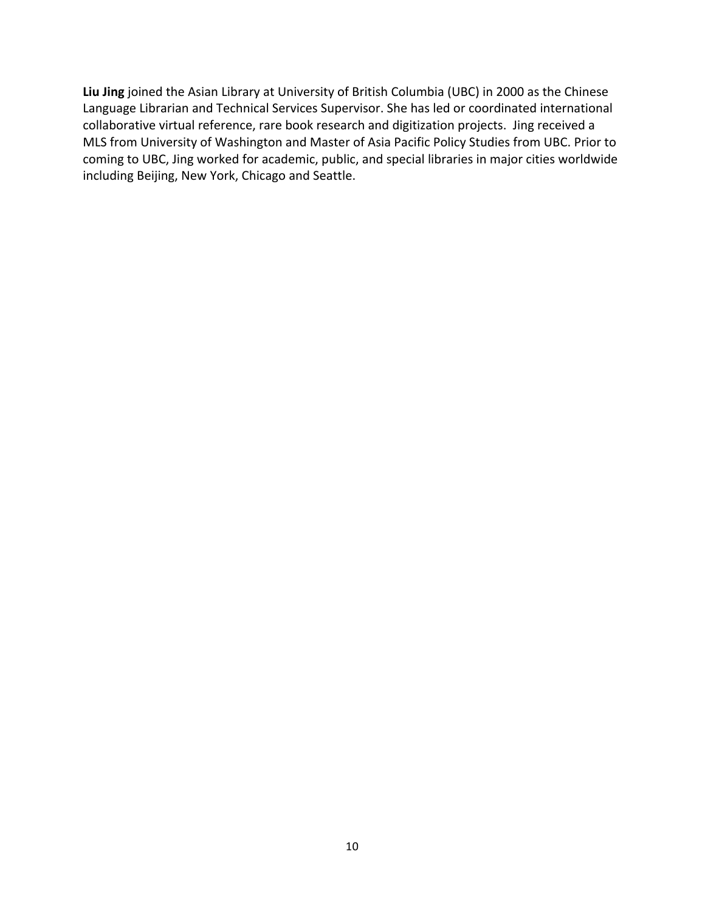**Liu Jing** joined the Asian Library at University of British Columbia (UBC) in 2000 as the Chinese Language Librarian and Technical Services Supervisor. She has led or coordinated international collaborative virtual reference, rare book research and digitization projects. Jing received a MLS from University of Washington and Master of Asia Pacific Policy Studies from UBC. Prior to coming to UBC, Jing worked for academic, public, and special libraries in major cities worldwide including Beijing, New York, Chicago and Seattle.